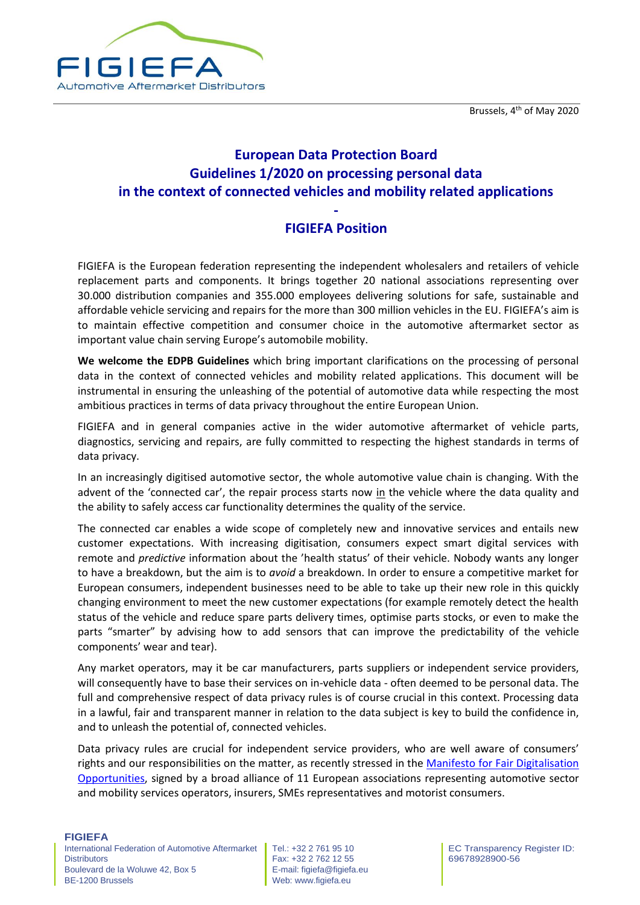Brussels, 4th of May 2020

# European Data Protection Board Guidelines 1/2020 on processing personal data in the context of connected vehicles and mobility related applications

## -

## FIGIEFA Position

FIGIEFA is the European federation representing the independent wholesalers and retailers of vehicle replacement parts and components. It brings together 20 national associations representing over 30.000 distribution companies and 355.000 employees delivering solutions for safe, sustainable and affordable vehicle servicing and repairs for the more than 300 million vehicles in the EU. FIGIEFA's aim is to maintain effective competition and consumer choice in the automotive aftermarket sector as important value chain serving Europe's automobile mobility.

**We welcome the EDPB Guidelines** which bring important clarifications on the processing of personal data in the context of connected vehicles and mobility related applications. This document will be instrumental in ensuring the unleashing of the potential of automotive data while respecting the most ambitious practices in terms of data privacy throughout the entire European Union.

FIGIEFA and in general companies active in the wider automotive aftermarket of vehicle parts, diagnostics, servicing and repairs, are fully committed to respecting the highest standards in terms of data privacy.

In an increasingly digitised automotive sector, the whole automotive value chain is changing. With the advent of the 'connected car', the repair process starts now in the vehicle where the data quality and the ability to safely access car functionality determines the quality of the service.

The connected car enables a wide scope of completely new and innovative services and entails new customer expectations. With increasing digitisation, consumers expect smart digital services with remote and *predictive* information about the 'health status' of their vehicle. Nobody wants any longer to have a breakdown, but the aim is to *avoid* a breakdown. In order to ensure a competitive market for European consumers, independent businesses need to be able to take up their new role in this quickly changing environment to meet the new customer expectations (for example remotely detect the health status of the vehicle and reduce spare parts delivery times, optimise parts stocks, or even to make the parts "smarter" by advising how to add sensors that can improve the predictability of the vehicle components' wear and tear).

Any market operators, may it be car manufacturers, parts suppliers or independent service providers, will consequently have to base their services on in-vehicle data - often deemed to be personal data. The full and comprehensive respect of data privacy rules is of course crucial in this context. Processing data in a lawful, fair and transparent manner in relation to the data subject is key to build the confidence in, and to unleash the potential of, connected vehicles.

Data privacy rules are crucial for independent service providers, who are well aware of consumers' rights and our responsibilities on the matter, as recently stressed in the Manifesto for Fair Digitalisation Opportunities, signed by a broad alliance of 11 European associations representing automotive sector and mobility services operators, insurers, SMEs representatives and motorist consumers.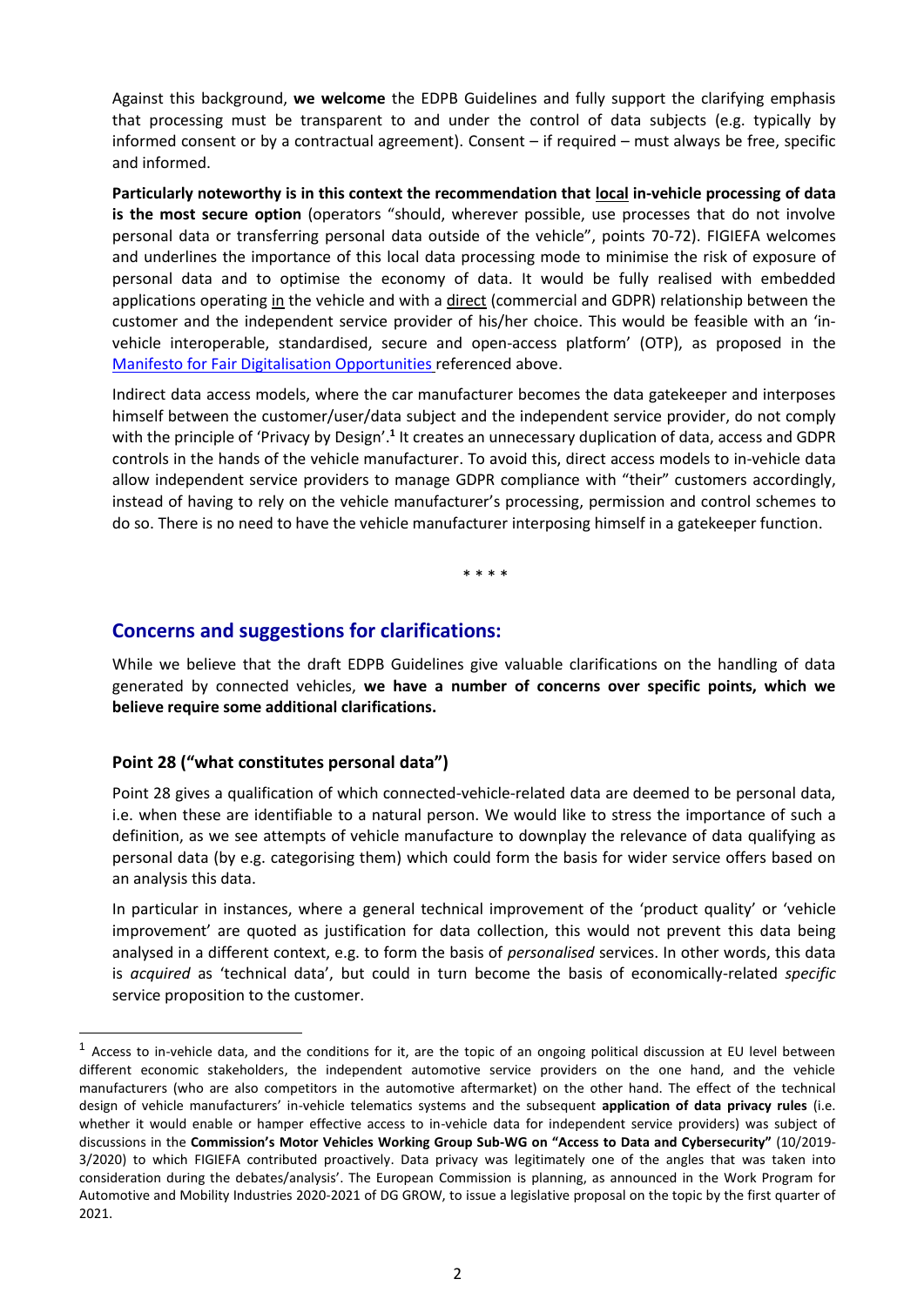Against this background, **we welcome** the EDPB Guidelines and fully support the clarifying emphasis that processing must be transparent to and under the control of data subjects (e.g. typically by informed consent or by a contractual agreement). Consent – if required – must always be free, specific and informed.

**Particularly noteworthy is in this context the recommendation that local in-vehicle processing of data is the most secure option** (operators "should, wherever possible, use processes that do not involve personal data or transferring personal data outside of the vehicle", points 70-72). FIGIEFA welcomes and underlines the importance of this local data processing mode to minimise the risk of exposure of personal data and to optimise the economy of data. It would be fully realised with embedded applications operating in the vehicle and with a direct (commercial and GDPR) relationship between the customer and the independent service provider of his/her choice. This would be feasible with an 'in-vehicle interoperable, standardised, secure and open-access platform' (OTP), as proposed in the Manifesto for Fair Digitalisation Opportunities referenced above.

Indirect data access models, where the car manufacturer becomes the data gatekeeper and interposes himself between the customer/user/data subject and the independent service provider, do not comply with the principle of 'Privacy by Design'.[1] It creates an unnecessary duplication of data, access and GDPR controls in the hands of the vehicle manufacturer. To avoid this, direct access models to in-vehicle data allow independent service providers to manage GDPR compliance with "their" customers accordingly, instead of having to rely on the vehicle manufacturer's processing, permission and control schemes to do so. There is no need to have the vehicle manufacturer interposing himself in a gatekeeper function.

\* \* \* \*

## Concerns and suggestions for clarifications:

While we believe that the draft EDPB Guidelines give valuable clarifications on the handling of data generated by connected vehicles, **we have a number of concerns over specific points, which we believe require some additional clarifications.**

### Point 28 ("what constitutes personal data")

Point 28 gives a qualification of which connected-vehicle-related data are deemed to be personal data, i.e. when these are identifiable to a natural person. We would like to stress the importance of such a definition, as we see attempts of vehicle manufacture to downplay the relevance of data qualifying as personal data (by e.g. categorising them) which could form the basis for wider service offers based on an analysis this data.

In particular in instances, where a general technical improvement of the 'product quality' or 'vehicle improvement' are quoted as justification for data collection, this would not prevent this data being analysed in a different context, e.g. to form the basis of *personalised* services. In other words, this data is *acquired* as 'technical data', but could in turn become the basis of economically-related *specific* service proposition to the customer.

---

[1] Access to in-vehicle data, and the conditions for it, are the topic of an ongoing political discussion at EU level between different economic stakeholders, the independent automotive service providers on the one hand, and the vehicle manufacturers (who are also competitors in the automotive aftermarket) on the other hand. The effect of the technical design of vehicle manufacturers' in-vehicle telematics systems and the subsequent **application of data privacy rules** (i.e. whether it would enable or hamper effective access to in-vehicle data for independent service providers) was subject of discussions in the **Commission's Motor Vehicles Working Group Sub-WG on "Access to Data and Cybersecurity"** (10/2019-3/2020) to which FIGIEFA contributed proactively. Data privacy was legitimately one of the angles that was taken into consideration during the debates/analysis'. The European Commission is planning, as announced in the Work Program for Automotive and Mobility Industries 2020-2021 of DG GROW, to issue a legislative proposal on the topic by the first quarter of 2021.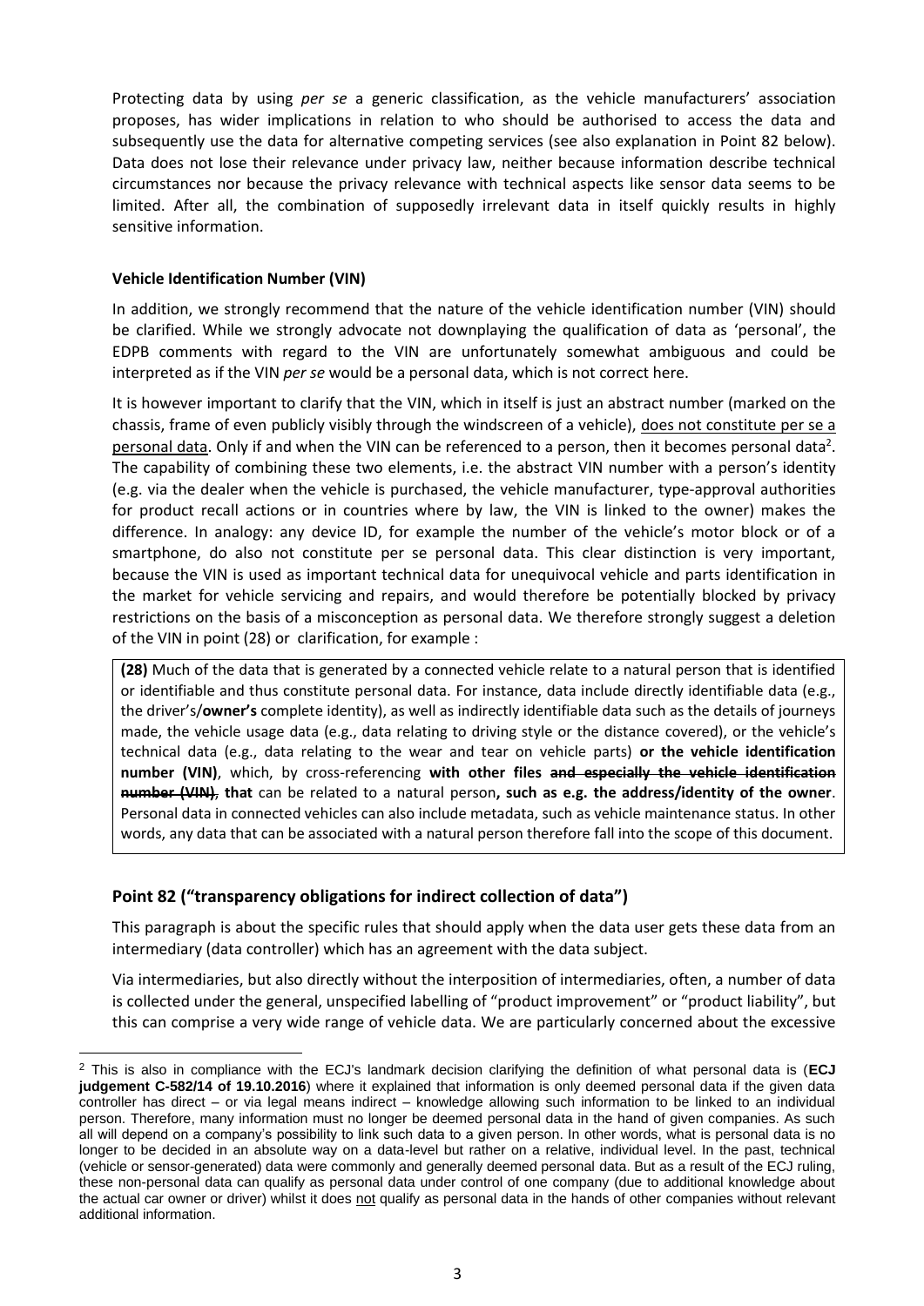Protecting data by using *per se* a generic classification, as the vehicle manufacturers' association proposes, has wider implications in relation to who should be authorised to access the data and subsequently use the data for alternative competing services (see also explanation in Point 82 below). Data does not lose their relevance under privacy law, neither because information describe technical circumstances nor because the privacy relevance with technical aspects like sensor data seems to be limited. After all, the combination of supposedly irrelevant data in itself quickly results in highly sensitive information.

**Vehicle Identification Number (VIN)**

In addition, we strongly recommend that the nature of the vehicle identification number (VIN) should be clarified. While we strongly advocate not downplaying the qualification of data as 'personal', the EDPB comments with regard to the VIN are unfortunately somewhat ambiguous and could be interpreted as if the VIN *per se* would be a personal data, which is not correct here.

It is however important to clarify that the VIN, which in itself is just an abstract number (marked on the chassis, frame of even publicly visibly through the windscreen of a vehicle), <u>does not constitute per se a personal data</u>. Only if and when the VIN can be referenced to a person, then it becomes personal data[2]. The capability of combining these two elements, i.e. the abstract VIN number with a person's identity (e.g. via the dealer when the vehicle is purchased, the vehicle manufacturer, type-approval authorities for product recall actions or in countries where by law, the VIN is linked to the owner) makes the difference. In analogy: any device ID, for example the number of the vehicle's motor block or of a smartphone, do also not constitute per se personal data. This clear distinction is very important, because the VIN is used as important technical data for unequivocal vehicle and parts identification in the market for vehicle servicing and repairs, and would therefore be potentially blocked by privacy restrictions on the basis of a misconception as personal data. We therefore strongly suggest a deletion of the VIN in point (28) or clarification, for example :

> **(28)** Much of the data that is generated by a connected vehicle relate to a natural person that is identified or identifiable and thus constitute personal data. For instance, data include directly identifiable data (e.g., the driver's/**owner's** complete identity), as well as indirectly identifiable data such as the details of journeys made, the vehicle usage data (e.g., data relating to driving style or the distance covered), or the vehicle's technical data (e.g., data relating to the wear and tear on vehicle parts) **or the vehicle identification number (VIN)**, which, by cross-referencing **with other files** ~~**and especially the vehicle identification number (VIN)**~~, **that** can be related to a natural person**, such as e.g. the address/identity of the owner**. Personal data in connected vehicles can also include metadata, such as vehicle maintenance status. In other words, any data that can be associated with a natural person therefore fall into the scope of this document.

## Point 82 ("transparency obligations for indirect collection of data")

This paragraph is about the specific rules that should apply when the data user gets these data from an intermediary (data controller) which has an agreement with the data subject.

Via intermediaries, but also directly without the interposition of intermediaries, often, a number of data is collected under the general, unspecified labelling of "product improvement" or "product liability", but this can comprise a very wide range of vehicle data. We are particularly concerned about the excessive

---

[2] This is also in compliance with the ECJ's landmark decision clarifying the definition of what personal data is (**ECJ judgement C-582/14 of 19.10.2016**) where it explained that information is only deemed personal data if the given data controller has direct – or via legal means indirect – knowledge allowing such information to be linked to an individual person. Therefore, many information must no longer be deemed personal data in the hand of given companies. As such all will depend on a company's possibility to link such data to a given person. In other words, what is personal data is no longer to be decided in an absolute way on a data-level but rather on a relative, individual level. In the past, technical (vehicle or sensor-generated) data were commonly and generally deemed personal data. But as a result of the ECJ ruling, these non-personal data can qualify as personal data under control of one company (due to additional knowledge about the actual car owner or driver) whilst it does <u>not</u> qualify as personal data in the hands of other companies without relevant additional information.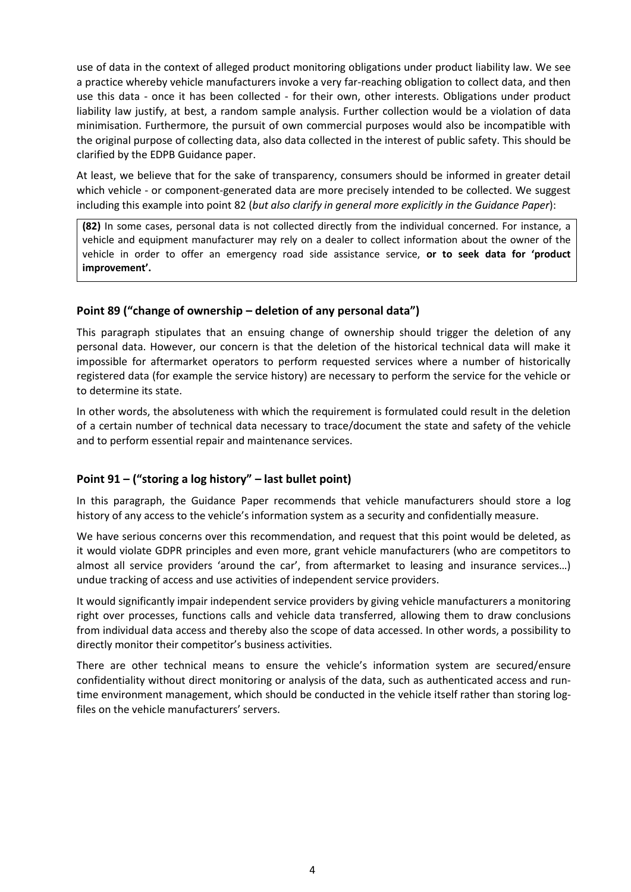use of data in the context of alleged product monitoring obligations under product liability law. We see a practice whereby vehicle manufacturers invoke a very far-reaching obligation to collect data, and then use this data - once it has been collected - for their own, other interests. Obligations under product liability law justify, at best, a random sample analysis. Further collection would be a violation of data minimisation. Furthermore, the pursuit of own commercial purposes would also be incompatible with the original purpose of collecting data, also data collected in the interest of public safety. This should be clarified by the EDPB Guidance paper.

At least, we believe that for the sake of transparency, consumers should be informed in greater detail which vehicle - or component-generated data are more precisely intended to be collected. We suggest including this example into point 82 (*but also clarify in general more explicitly in the Guidance Paper*):

> **(82)** In some cases, personal data is not collected directly from the individual concerned. For instance, a vehicle and equipment manufacturer may rely on a dealer to collect information about the owner of the vehicle in order to offer an emergency road side assistance service, **or to seek data for 'product improvement'.**

### Point 89 ("change of ownership – deletion of any personal data")

This paragraph stipulates that an ensuing change of ownership should trigger the deletion of any personal data. However, our concern is that the deletion of the historical technical data will make it impossible for aftermarket operators to perform requested services where a number of historically registered data (for example the service history) are necessary to perform the service for the vehicle or to determine its state.

In other words, the absoluteness with which the requirement is formulated could result in the deletion of a certain number of technical data necessary to trace/document the state and safety of the vehicle and to perform essential repair and maintenance services.

### Point 91 – ("storing a log history" – last bullet point)

In this paragraph, the Guidance Paper recommends that vehicle manufacturers should store a log history of any access to the vehicle's information system as a security and confidentially measure.

We have serious concerns over this recommendation, and request that this point would be deleted, as it would violate GDPR principles and even more, grant vehicle manufacturers (who are competitors to almost all service providers 'around the car', from aftermarket to leasing and insurance services…) undue tracking of access and use activities of independent service providers.

It would significantly impair independent service providers by giving vehicle manufacturers a monitoring right over processes, functions calls and vehicle data transferred, allowing them to draw conclusions from individual data access and thereby also the scope of data accessed. In other words, a possibility to directly monitor their competitor's business activities.

There are other technical means to ensure the vehicle's information system are secured/ensure confidentiality without direct monitoring or analysis of the data, such as authenticated access and run-time environment management, which should be conducted in the vehicle itself rather than storing log-files on the vehicle manufacturers' servers.